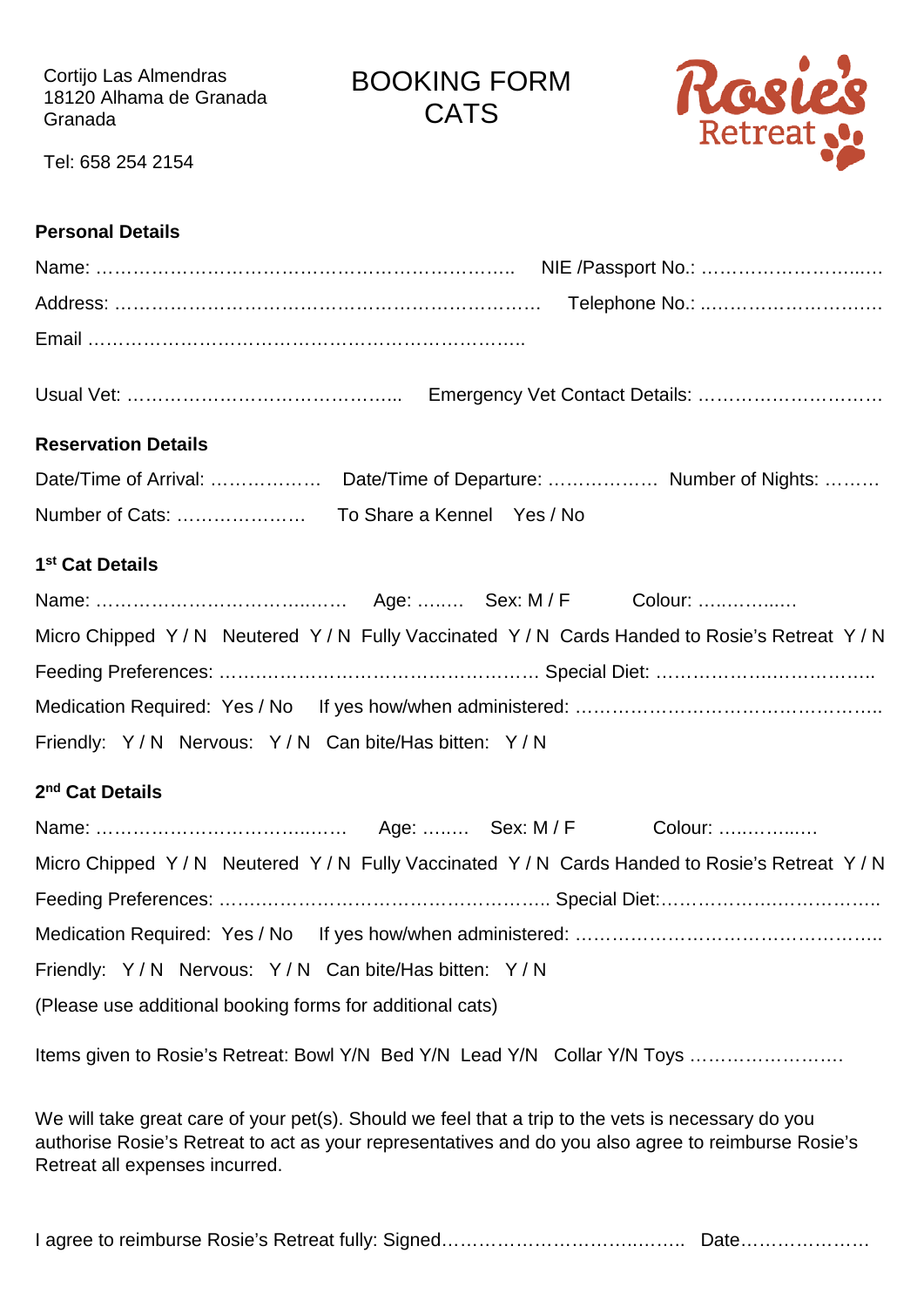Cortijo Las Almendras
18120 Alhama de Granada
Granada

Tel: 658 254 2154

# BOOKING FORM CATS

Rosie's Retreat

## Personal Details

Name: ………………………………………………………………..  NIE /Passport No.: ……………………..….

Address: ………………………………………………………………  Telephone No.: ..……………………….

Email ………………………………………………………………..

Usual Vet: ………………………………………..  Emergency Vet Contact Details: ………………………….

## Reservation Details

Date/Time of Arrival: ………………  Date/Time of Departure: ………………  Number of Nights: ………

Number of Cats: …………………  To Share a Kennel  Yes / No

## 1st Cat Details

Name: ………………………………..……  Age: ……..  Sex: M / F  Colour: ….………..…

Micro Chipped Y / N  Neutered Y / N  Fully Vaccinated Y / N  Cards Handed to Rosie's Retreat Y / N

Feeding Preferences: …………………………………………… Special Diet: ……………….……………..

Medication Required: Yes / No  If yes how/when administered: …………………………………………..

Friendly: Y / N  Nervous: Y / N  Can bite/Has bitten: Y / N

## 2nd Cat Details

Name: ………………………………..……  Age: ……..  Sex: M / F  Colour: ….………..…

Micro Chipped Y / N  Neutered Y / N  Fully Vaccinated Y / N  Cards Handed to Rosie's Retreat Y / N

Feeding Preferences: ……..………………………………………….. Special Diet:……………….……………..

Medication Required: Yes / No  If yes how/when administered: …………………………………………..

Friendly: Y / N  Nervous: Y / N  Can bite/Has bitten: Y / N

(Please use additional booking forms for additional cats)

Items given to Rosie's Retreat: Bowl Y/N  Bed Y/N  Lead Y/N  Collar Y/N Toys …………………….

We will take great care of your pet(s). Should we feel that a trip to the vets is necessary do you authorise Rosie's Retreat to act as your representatives and do you also agree to reimburse Rosie's Retreat all expenses incurred.

I agree to reimburse Rosie's Retreat fully: Signed……………………………..……..  Date…………………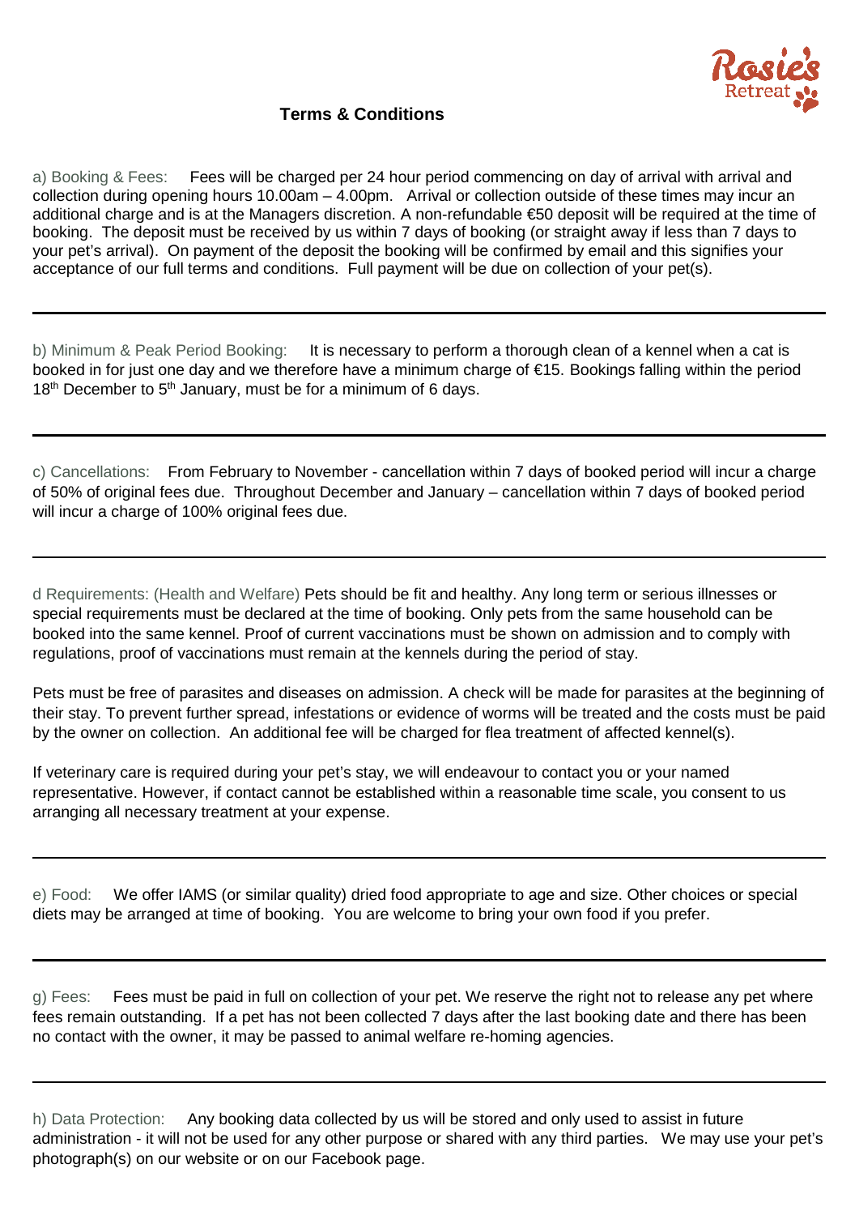Rosie's Retreat

## Terms & Conditions

a) Booking & Fees: Fees will be charged per 24 hour period commencing on day of arrival with arrival and collection during opening hours 10.00am – 4.00pm. Arrival or collection outside of these times may incur an additional charge and is at the Managers discretion. A non-refundable €50 deposit will be required at the time of booking. The deposit must be received by us within 7 days of booking (or straight away if less than 7 days to your pet's arrival). On payment of the deposit the booking will be confirmed by email and this signifies your acceptance of our full terms and conditions. Full payment will be due on collection of your pet(s).

---

b) Minimum & Peak Period Booking: It is necessary to perform a thorough clean of a kennel when a cat is booked in for just one day and we therefore have a minimum charge of €15. Bookings falling within the period 18th December to 5th January, must be for a minimum of 6 days.

---

c) Cancellations: From February to November - cancellation within 7 days of booked period will incur a charge of 50% of original fees due. Throughout December and January – cancellation within 7 days of booked period will incur a charge of 100% original fees due.

---

d Requirements: (Health and Welfare) Pets should be fit and healthy. Any long term or serious illnesses or special requirements must be declared at the time of booking. Only pets from the same household can be booked into the same kennel. Proof of current vaccinations must be shown on admission and to comply with regulations, proof of vaccinations must remain at the kennels during the period of stay.

Pets must be free of parasites and diseases on admission. A check will be made for parasites at the beginning of their stay. To prevent further spread, infestations or evidence of worms will be treated and the costs must be paid by the owner on collection. An additional fee will be charged for flea treatment of affected kennel(s).

If veterinary care is required during your pet's stay, we will endeavour to contact you or your named representative. However, if contact cannot be established within a reasonable time scale, you consent to us arranging all necessary treatment at your expense.

---

e) Food: We offer IAMS (or similar quality) dried food appropriate to age and size. Other choices or special diets may be arranged at time of booking. You are welcome to bring your own food if you prefer.

---

g) Fees: Fees must be paid in full on collection of your pet. We reserve the right not to release any pet where fees remain outstanding. If a pet has not been collected 7 days after the last booking date and there has been no contact with the owner, it may be passed to animal welfare re-homing agencies.

---

h) Data Protection: Any booking data collected by us will be stored and only used to assist in future administration - it will not be used for any other purpose or shared with any third parties. We may use your pet's photograph(s) on our website or on our Facebook page.